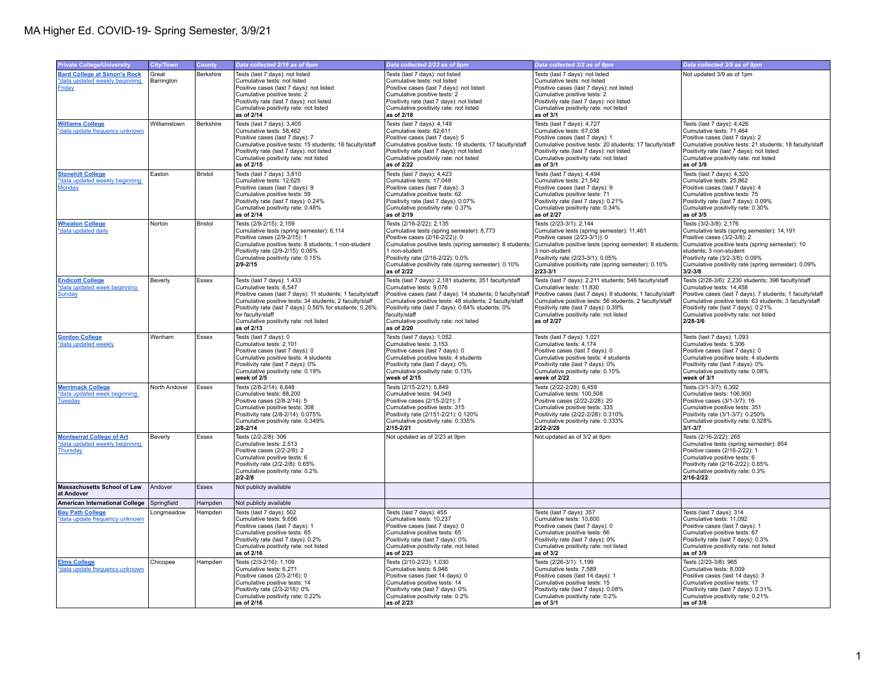# MA Higher Ed. COVID-19- Spring Semester, 3/9/21

| Private College/University | City/Town | County | Data collected 2/16 as of 6pm | Data collected 2/23 as of 9pm | Data collected 3/2 as of 8pm | Data collected 3/9 as of 9pm |
|---|---|---|---|---|---|---|
| Bard College at Simon's Rock<br>*data updated weekly beginning Friday | Great Barrington | Berkshire | Tests (last 7 days): not listed<br>Cumulative tests: not listed<br>Positive cases (last 7 days): not listed<br>Cumulative positive tests: 2<br>Positivity rate (last 7 days): not listed<br>Cumulative positivity rate: not listed<br>**as of 2/18** | Tests (last 7 days): not listed<br>Cumulative tests: not listed<br>Positive cases (last 7 days): not listed<br>Cumulative positive tests: 2<br>Positivity rate (last 7 days): not listed<br>Cumulative positivity rate: not listed<br>**as of 2/18** | Tests (last 7 days): not listed<br>Cumulative tests: not listed<br>Positive cases (last 7 days): not listed<br>Cumulative positive tests: 2<br>Positivity rate (last 7 days): not listed<br>Cumulative positivity rate: not listed<br>**as of 3/1** | Not updated 3/9 as of 1pm |
| Williams College<br>*data update frequency unknown | Williamstown | Berkshire | Tests (last 7 days): 3,405<br>Cumulative tests: 58,462<br>Positive cases (last 7 days): 7<br>Cumulative positive tests: 15 students; 16 faculty/staff<br>Positivity rate (last 7 days): not listed<br>Cumulative positivity rate: not listed<br>**as of 2/15** | Tests (last 7 days): 4,149<br>Cumulative tests: 62,611<br>Positive cases (last 7 days): 5<br>Cumulative positive tests: 19 students; 17 faculty/staff<br>Positivity rate (last 7 days): not listed<br>Cumulative positivity rate: not listed<br>**as of 2/22** | Tests (last 7 days): 4,727<br>Cumulative tests: 67,038<br>Positive cases (last 7 days): 1<br>Cumulative positive tests: 20 students; 17 faculty/staff<br>Positivity rate (last 7 days): not listed<br>Cumulative positivity rate: not listed<br>**as of 3/1** | Tests (last 7 days): 4,426<br>Cumulative tests: 71,464<br>Positive cases (last 7 days): 2<br>Cumulative positive tests: 21 students; 18 faculty/staff<br>Positivity rate (last 7 days): not listed<br>Cumulative positivity rate: not listed<br>**as of 3/9** |
| Stonehill College<br>*data updated weekly beginning Monday | Easton | Bristol | Tests (last 7 days): 3,810<br>Cumulative tests: 12,625<br>Positive cases (last 7 days): 9<br>Cumulative positive tests: 59<br>Positivity rate (last 7 days): 0.24%<br>Cumulative positivity rate: 0.48%<br>**as of 2/14** | Tests (last 7 days): 4,423<br>Cumulative tests: 17,048<br>Positive cases (last 7 days): 3<br>Cumulative positive tests: 62<br>Positivity rate (last 7 days): 0.07%<br>Cumulative positivity rate: 0.37%<br>**as of 2/19** | Tests (last 7 days): 4,494<br>Cumulative tests: 21,542<br>Positive cases (last 7 days): 9<br>Cumulative positive tests: 71<br>Positivity rate (last 7 days): 0.21%<br>Cumulative positivity rate: 0.34%<br>**as of 2/27** | Tests (last 7 days): 4,320<br>Cumulative tests: 25,862<br>Positive cases (last 7 days): 4<br>Cumulative positive tests: 75<br>Positivity rate (last 7 days): 0.09%<br>Cumulative positivity rate: 0.30%<br>**as of 3/5** |
| Wheaton College<br>*data updated daily | Norton | Bristol | Tests (2/9-2/15): 2,159<br>Cumulative tests (spring semester): 6,114<br>Positive cases (2/9-2/15): 1<br>Cumulative positive tests: 8 students; 1 non-student<br>Positivity rate (2/9-2/15): 0.05%<br>Cumulative positivity rate: 0.15%<br>**2/9-2/15** | Tests (2/16-2/22): 2,135<br>Cumulative tests (spring semester): 8,773<br>Positive cases (2/16-2/22)): 0<br>Cumulative positive tests (spring semester): 8 students; 1 non-student<br>Positivity rate (2/16-2/22): 0.0%<br>Cumulative positivity rate (spring semester): 0.10%<br>**as of 2/22** | Tests (2/23-3/1): 2,144<br>Cumulative tests (spring semester): 11,461<br>Positive cases (2/23-3/1)): 0<br>Cumulative positive tests (spring semester): 8 students; 3 non-student<br>Positivity rate (2/23-3/1): 0.05%<br>Cumulative positivity rate (spring semester): 0.10%<br>**2/23-3/1** | Tests (3/2-3/8): 2,176<br>Cumulative tests (spring semester): 14,191<br>Positive cases (3/2-3/8): 2<br>Cumulative positive tests (spring semester): 10 students; 3 non-student<br>Positivity rate (3/2-3/8): 0.09%<br>Cumulative positivity rate (spring semester): 0.09%<br>**3/2-3/8** |
| Endicott College<br>*data updated week beginning Sunday | Beverly | Essex | Tests (last 7 days): 1,433<br>Cumulative tests: 6,547<br>Positive cases (last 7 days): 11 students; 1 faculty/staff<br>Cumulative positive tests: 34 students; 2 faculty/staff<br>Positivity rate (last 7 days): 0.56% for students; 0.26% for faculty/staff<br>Cumulative positivity rate: not listed<br>**as of 2/13** | Tests (last 7 days): 2,181 students; 351 faculty/staff<br>Cumulative tests: 9,076<br>Positive cases (last 7 days): 14 students; 0 faculty/staff<br>Cumulative positive tests: 48 students; 2 faculty/staff<br>Positivity rate (last 7 days): 0.64% students; 0% faculty/staff<br>Cumulative positivity rate: not listed<br>**as of 2/20** | Tests (last 7 days): 2,211 students; 546 faculty/staff<br>Cumulative tests: 11,830<br>Positive cases (last 7 days): 9 students; 1 faculty/staff<br>Cumulative positive tests: 56 students; 2 faculty/staff<br>Positivity rate (last 7 days): 0.39%<br>Cumulative positivity rate: not listed<br>**as of 2/27** | Tests (2/28-3/6): 2,230 students; 396 faculty/staff<br>Cumulative tests: 14,458<br>Positive cases (last 7 days): 7 students; 1 faculty/staff<br>Cumulative positive tests: 63 students; 3 faculty/staff<br>Positivity rate (last 7 days): 0.21%<br>Cumulative positivity rate: not listed<br>**2/28-3/6** |
| Gordon College<br>*data updated weekly | Wenham | Essex | Tests (last 7 days): 0<br>Cumulative tests: 2,101<br>Positive cases (last 7 days): 0<br>Cumulative positive tests: 4 students<br>Positivity rate (last 7 days): 0%<br>Cumulative positivity rate: 0.19%<br>**week of 2/5** | Tests (last 7 days): 1,052<br>Cumulative tests: 3,153<br>Positive cases (last 7 days): 0<br>Cumulative positive tests: 4 students<br>Positivity rate (last 7 days): 0%<br>Cumulative positivity rate: 0.13%<br>**week of 2/15** | Tests (last 7 days): 1,021<br>Cumulative tests: 4,174<br>Positive cases (last 7 days): 0<br>Cumulative positive tests: 4 students<br>Positivity rate (last 7 days): 0%<br>Cumulative positivity rate: 0.10%<br>**week of 2/22** | Tests (last 7 days): 1,093<br>Cumulative tests: 5,306<br>Positive cases (last 7 days): 0<br>Cumulative positive tests: 4 students<br>Positivity rate (last 7 days): 0%<br>Cumulative positivity rate: 0.08%<br>**week of 3/1** |
| Merrimack College<br>*data updated week beginning Tuesday | North Andover | Essex | Tests (2/8-2/14): 6,648<br>Cumulative tests: 88,200<br>Positive cases (2/8-2/14): 5<br>Cumulative positive tests: 308<br>Positivity rate (2/8-2/14): 0.075%<br>Cumulative positivity rate: 0.349%<br>**2/8-2/14** | Tests (2/15-2/21): 5,849<br>Cumulative tests: 94,049<br>Positive cases (2/15-2/21): 7<br>Cumulative positive tests: 315<br>Positivity rate (2/151-2/21): 0.120%<br>Cumulative positivity rate: 0.335%<br>**2/15-2/21** | Tests (2/22-2/28): 6,459<br>Cumulative tests: 100,508<br>Positive cases (2/22-2/28): 20<br>Cumulative positive tests: 335<br>Positivity rate (2/22-2/28): 0.310%<br>Cumulative positivity rate: 0.333%<br>**2/22-2/28** | Tests (3/1-3/7): 6,392<br>Cumulative tests: 106,900<br>Positive cases (3/1-3/7): 16<br>Cumulative positive tests: 351<br>Positivity rate (3/1-3/7): 0.250%<br>Cumulative positivity rate: 0.328%<br>**3/1-3/7** |
| Montserrat College of Art<br>*data updated weekly beginning Thursday | Beverly | Essex | Tests (2/2-2/8): 306<br>Cumulative tests: 2,513<br>Positive cases (2/2-2/8): 2<br>Cumulative positive tests: 6<br>Positivity rate (2/2-2/8): 0.65%<br>Cumulative positivity rate: 0.2%<br>**2/2-2/8** | Not updated as of 2/23 at 9pm | Not updated as of 3/2 at 8pm | Tests (2/16-2/22): 265<br>Cumulative tests (spring semester): 854<br>Positive cases (2/16-2/22): 1<br>Cumulative positive tests: 6<br>Positivity rate (2/16-2/22): 0.65%<br>Cumulative positivity rate: 0.3%<br>**2/16-2/22** |
| **Massachusetts School of Law at Andover** | Andover | Essex | Not publicly available | | | |
| **American International College** | Springfield | Hampden | Not publicly available | | | |
| Bay Path College<br>*data update frequency unknown | Longmeadow | Hampden | Tests (last 7 days): 502<br>Cumulative tests: 9,656<br>Positive cases (last 7 days): 1<br>Cumulative positive tests: 65<br>Positivity rate (last 7 days): 0.2%<br>Cumulative positivity rate: not listed<br>**as of 2/16** | Tests (last 7 days): 455<br>Cumulative tests: 10,237<br>Positive cases (last 7 days): 0<br>Cumulative positive tests: 65<br>Positivity rate (last 7 days): 0%<br>Cumulative positivity rate: not listed<br>**as of 2/23** | Tests (last 7 days): 357<br>Cumulative tests: 10,600<br>Positive cases (last 7 days): 0<br>Cumulative positive tests: 66<br>Positivity rate (last 7 days): 0%<br>Cumulative positivity rate: not listed<br>**as of 3/2** | Tests (last 7 days): 314<br>Cumulative tests: 11,092<br>Positive cases (last 7 days): 1<br>Cumulative positive tests: 67<br>Positivity rate (last 7 days): 0.3%<br>Cumulative positivity rate: not listed<br>**as of 3/9** |
| Elms College<br>*data update frequency unknown | Chicopee | Hampden | Tests (2/3-2/16): 1,109<br>Cumulative tests: 6,271<br>Positive cases (2/3-2/16): 0<br>Cumulative positive tests: 14<br>Positivity rate (2/3-2/16): 0%<br>Cumulative positivity rate: 0.22%<br>**as of 2/16** | Tests (2/10-2/23): 1,030<br>Cumulative tests: 6,946<br>Positive cases (last 14 days): 0<br>Cumulative positive tests: 14<br>Positivity rate (last 7 days): 0%<br>Cumulative positivity rate: 0.2%<br>**as of 2/23** | Tests (2/26-3/1): 1,199<br>Cumulative tests: 7,589<br>Positive cases (last 14 days): 1<br>Cumulative positive tests: 15<br>Positivity rate (last 7 days): 0.08%<br>Cumulative positivity rate: 0.2%<br>**as of 3/1** | Tests (2/23-3/8): 965<br>Cumulative tests: 8,009<br>Positive cases (last 14 days): 3<br>Cumulative positive tests: 17<br>Positivity rate (last 7 days): 0.31%<br>Cumulative positivity rate: 0.21%<br>**as of 3/8** |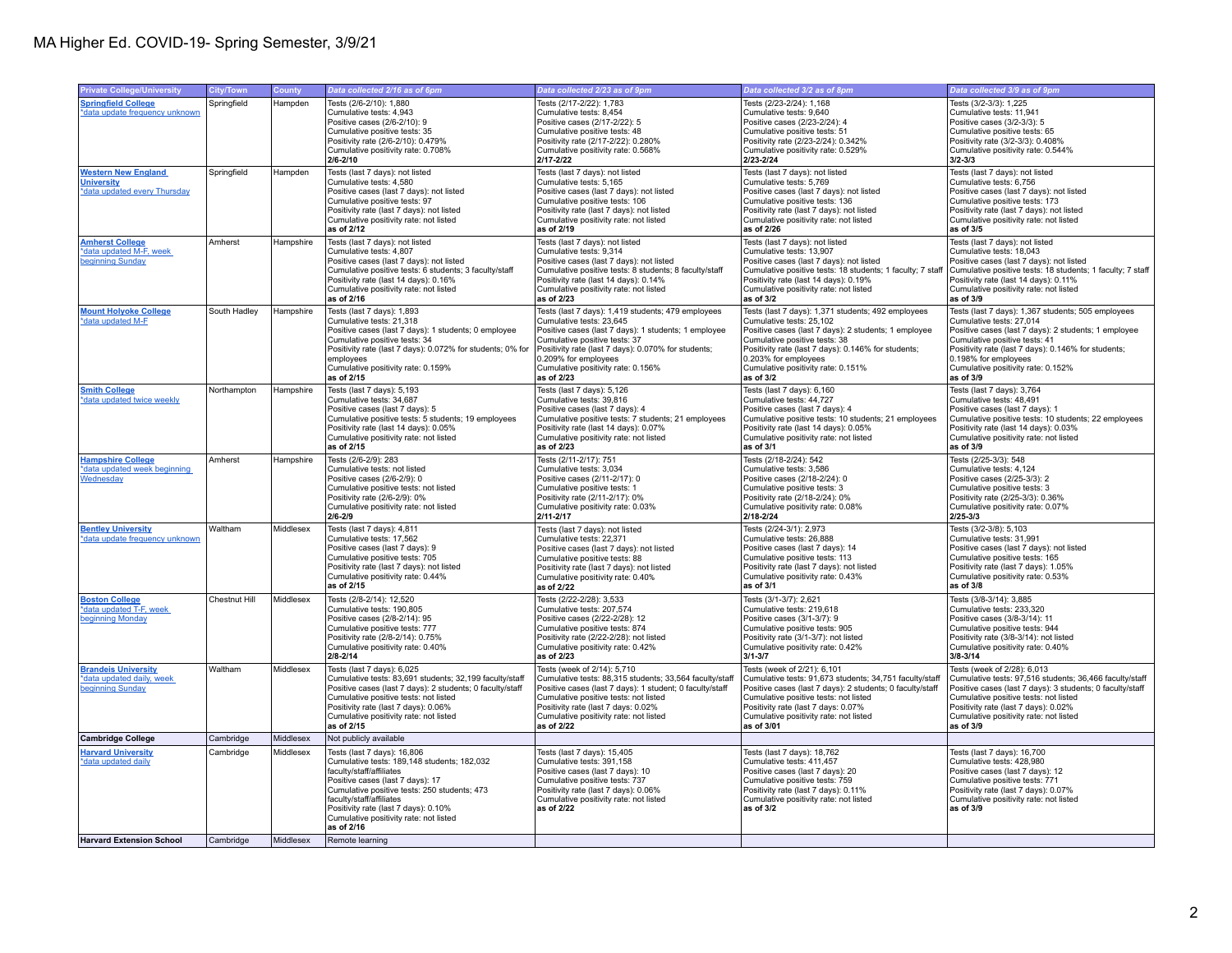# MA Higher Ed. COVID-19- Spring Semester, 3/9/21

| Private College/University | City/Town | County | Data collected 2/16 as of 6pm | Data collected 2/23 as of 9pm | Data collected 3/2 as of 8pm | Data collected 3/9 as of 9pm |
|---|---|---|---|---|---|---|
| **Springfield College**<br>*data update frequency unknown | Springfield | Hampden | Tests (2/6-2/10): 1,880<br>Cumulative tests: 4,943<br>Positive cases (2/6-2/10): 9<br>Cumulative positive tests: 35<br>Positivity rate (2/6-2/10): 0.479%<br>Cumulative positivity rate: 0.708%<br>**2/6-2/10** | Tests (2/17-2/22): 1,783<br>Cumulative tests: 8,454<br>Positive cases (2/17-2/22): 5<br>Cumulative positive tests: 48<br>Positivity rate (2/17-2/22): 0.280%<br>Cumulative positivity rate: 0.568%<br>**2/17-2/22** | Tests (2/23-2/24): 1,168<br>Cumulative tests: 9,640<br>Positive cases (2/23-2/24): 4<br>Cumulative positive tests: 51<br>Positivity rate (2/23-2/24): 0.342%<br>Cumulative positivity rate: 0.529%<br>**2/23-2/24** | Tests (3/2-3/3): 1,225<br>Cumulative tests: 11,941<br>Positive cases (3/2-3/3): 5<br>Cumulative positive tests: 65<br>Positivity rate (3/2-3/3): 0.408%<br>Cumulative positivity rate: 0.544%<br>**3/2-3/3** |
| **Western New England University**<br>*data updated every Thursday | Springfield | Hampden | Tests (last 7 days): not listed<br>Cumulative tests: 4,580<br>Positive cases (last 7 days): not listed<br>Cumulative positive tests: 97<br>Positivity rate (last 7 days): not listed<br>Cumulative positivity rate: not listed<br>**as of 2/12** | Tests (last 7 days): not listed<br>Cumulative tests: 5,165<br>Positive cases (last 7 days): not listed<br>Cumulative positive tests: 106<br>Positivity rate (last 7 days): not listed<br>Cumulative positivity rate: not listed<br>**as of 2/19** | Tests (last 7 days): not listed<br>Cumulative tests: 5,769<br>Positive cases (last 7 days): not listed<br>Cumulative positive tests: 136<br>Positivity rate (last 7 days): not listed<br>Cumulative positivity rate: not listed<br>**as of 2/26** | Tests (last 7 days): not listed<br>Cumulative tests: 6,756<br>Positive cases (last 7 days): not listed<br>Cumulative positive tests: 173<br>Positivity rate (last 7 days): not listed<br>Cumulative positivity rate: not listed<br>**as of 3/5** |
| **Amherst College**<br>*data updated M-F, week beginning Sunday | Amherst | Hampshire | Tests (last 7 days): not listed<br>Cumulative tests: 4,807<br>Positive cases (last 7 days): not listed<br>Cumulative positive tests: 6 students; 3 faculty/staff<br>Positivity rate (last 14 days): 0.16%<br>Cumulative positivity rate: not listed<br>**as of 2/16** | Tests (last 7 days): not listed<br>Cumulative tests: 9,314<br>Positive cases (last 7 days): not listed<br>Cumulative positive tests: 8 students; 8 faculty/staff<br>Positivity rate (last 14 days): 0.14%<br>Cumulative positivity rate: not listed<br>**as of 2/23** | Tests (last 7 days): not listed<br>Cumulative tests: 13,907<br>Positive cases (last 7 days): not listed<br>Cumulative positive tests: 18 students; 1 faculty; 7 staff<br>Positivity rate (last 14 days): 0.19%<br>Cumulative positivity rate: not listed<br>**as of 3/2** | Tests (last 7 days): not listed<br>Cumulative tests: 18,043<br>Positive cases (last 7 days): not listed<br>Cumulative positive tests: 18 students; 1 faculty; 7 staff<br>Positivity rate (last 14 days): 0.11%<br>Cumulative positivity rate: not listed<br>**as of 3/9** |
| **Mount Holyoke College**<br>*data updated M-F | South Hadley | Hampshire | Tests (last 7 days): 1,893<br>Cumulative tests: 21,318<br>Positive cases (last 7 days): 1 students; 0 employee<br>Cumulative positive tests: 34<br>Positivity rate (last 7 days): 0.072% for students; 0% for employees<br>Cumulative positivity rate: 0.159%<br>**as of 2/15** | Tests (last 7 days): 1,419 students; 479 employees<br>Cumulative tests: 23,645<br>Positive cases (last 7 days): 1 students; 1 employee<br>Cumulative positive tests: 37<br>Positivity rate (last 7 days): 0.070% for students; 0.209% for employees<br>Cumulative positivity rate: 0.156%<br>**as of 2/23** | Tests (last 7 days): 1,371 students; 492 employees<br>Cumulative tests: 25,102<br>Positive cases (last 7 days): 2 students; 1 employee<br>Cumulative positive tests: 38<br>Positivity rate (last 7 days): 0.146% for students; 0.203% for employees<br>Cumulative positivity rate: 0.151%<br>**as of 3/2** | Tests (last 7 days): 1,367 students; 505 employees<br>Cumulative tests: 27,014<br>Positive cases (last 7 days): 2 students; 1 employee<br>Cumulative positive tests: 41<br>Positivity rate (last 7 days): 0.146% for students; 0.198% for employees<br>Cumulative positivity rate: 0.152%<br>**as of 3/9** |
| **Smith College**<br>*data updated twice weekly | Northampton | Hampshire | Tests (last 7 days): 5,193<br>Cumulative tests: 34,687<br>Positive cases (last 7 days): 5<br>Cumulative positive tests: 5 students; 19 employees<br>Positivity rate (last 14 days): 0.05%<br>Cumulative positivity rate: not listed<br>**as of 2/15** | Tests (last 7 days): 5,126<br>Cumulative tests: 39,816<br>Positive cases (last 7 days): 4<br>Cumulative positive tests: 7 students; 21 employees<br>Positivity rate (last 14 days): 0.07%<br>Cumulative positivity rate: not listed<br>**as of 2/23** | Tests (last 7 days): 6,160<br>Cumulative tests: 44,727<br>Positive cases (last 7 days): 4<br>Cumulative positive tests: 10 students; 21 employees<br>Positivity rate (last 14 days): 0.05%<br>Cumulative positivity rate: not listed<br>**as of 3/1** | Tests (last 7 days): 3,764<br>Cumulative tests: 48,491<br>Positive cases (last 7 days): 1<br>Cumulative positive tests: 10 students; 22 employees<br>Positivity rate (last 14 days): 0.03%<br>Cumulative positivity rate: not listed<br>**as of 3/9** |
| **Hampshire College**<br>*data updated week beginning Wednesday | Amherst | Hampshire | Tests (2/6-2/9): 283<br>Cumulative tests: not listed<br>Positive cases (2/6-2/9): 0<br>Cumulative positive tests: not listed<br>Positivity rate (2/6-2/9): 0%<br>Cumulative positivity rate: not listed<br>**2/6-2/9** | Tests (2/11-2/17): 751<br>Cumulative tests: 3,034<br>Positive cases (2/11-2/17): 0<br>Cumulative positive tests: 1<br>Positivity rate (2/11-2/17): 0%<br>Cumulative positivity rate: 0.03%<br>**2/11-2/17** | Tests (2/18-2/24): 542<br>Cumulative tests: 3,586<br>Positive cases (2/18-2/24): 0<br>Cumulative positive tests: 3<br>Positivity rate (2/18-2/24): 0%<br>Cumulative positivity rate: 0.08%<br>**2/18-2/24** | Tests (2/25-3/3): 548<br>Cumulative tests: 4,124<br>Positive cases (2/25-3/3): 2<br>Cumulative positive tests: 3<br>Positivity rate (2/25-3/3): 0.36%<br>Cumulative positivity rate: 0.07%<br>**2/25-3/3** |
| **Bentley University**<br>*data update frequency unknown | Waltham | Middlesex | Tests (last 7 days): 4,811<br>Cumulative tests: 17,562<br>Positive cases (last 7 days): 9<br>Cumulative positive tests: 705<br>Positivity rate (last 7 days): not listed<br>Cumulative positivity rate: 0.44%<br>**as of 2/15** | Tests (last 7 days): not listed<br>Cumulative tests: 22,371<br>Positive cases (last 7 days): not listed<br>Cumulative positive tests: 88<br>Positivity rate (last 7 days): not listed<br>Cumulative positivity rate: 0.40%<br>**as of 2/22** | Tests (2/24-3/1): 2,973<br>Cumulative tests: 26,888<br>Positive cases (last 7 days): 14<br>Cumulative positive tests: 113<br>Positivity rate (last 7 days): not listed<br>Cumulative positivity rate: 0.43%<br>**as of 3/1** | Tests (3/2-3/8): 5,103<br>Cumulative tests: 31,991<br>Positive cases (last 7 days): not listed<br>Cumulative positive tests: 165<br>Positivity rate (last 7 days): 1.05%<br>Cumulative positivity rate: 0.53%<br>**as of 3/8** |
| **Boston College**<br>*data updated T-F, week beginning Monday | Chestnut Hill | Middlesex | Tests (2/8-2/14): 12,520<br>Cumulative tests: 190,805<br>Positive cases (2/8-2/14): 95<br>Cumulative positive tests: 777<br>Positivity rate (2/8-2/14): 0.75%<br>Cumulative positivity rate: 0.40%<br>**2/8-2/14** | Tests (2/22-2/28): 3,533<br>Cumulative tests: 207,574<br>Positive cases (2/22-2/28): 12<br>Cumulative positive tests: 874<br>Positivity rate (2/22-2/28): not listed<br>Cumulative positivity rate: 0.42%<br>**as of 2/23** | Tests (3/1-3/7): 2,621<br>Cumulative tests: 219,618<br>Positive cases (3/1-3/7): 9<br>Cumulative positive tests: 905<br>Positivity rate (3/1-3/7): not listed<br>Cumulative positivity rate: 0.42%<br>**3/1-3/7** | Tests (3/8-3/14): 3,885<br>Cumulative tests: 233,320<br>Positive cases (3/8-3/14): 11<br>Cumulative positive tests: 944<br>Positivity rate (3/8-3/14): not listed<br>Cumulative positivity rate: 0.40%<br>**3/8-3/14** |
| **Brandeis University**<br>*data updated daily, week beginning Sunday | Waltham | Middlesex | Tests (last 7 days): 6,025<br>Cumulative tests: 83,691 students; 32,199 faculty/staff<br>Positive cases (last 7 days): 2 students; 0 faculty/staff<br>Cumulative positive tests: not listed<br>Positivity rate (last 7 days): 0.06%<br>Cumulative positivity rate: not listed<br>**as of 2/15** | Tests (week of 2/14): 5,710<br>Cumulative tests: 88,315 students; 33,564 faculty/staff<br>Positive cases (last 7 days): 1 student; 0 faculty/staff<br>Cumulative positive tests: not listed<br>Positivity rate (last 7 days: 0.02%<br>Cumulative positivity rate: not listed<br>**as of 2/22** | Tests (week of 2/21): 6,101<br>Cumulative tests: 91,673 students; 34,751 faculty/staff<br>Positive cases (last 7 days): 2 students; 0 faculty/staff<br>Cumulative positive tests: not listed<br>Positivity rate (last 7 days: 0.07%<br>Cumulative positivity rate: not listed<br>**as of 3/01** | Tests (week of 2/28): 6,013<br>Cumulative tests: 97,516 students; 36,466 faculty/staff<br>Positive cases (last 7 days): 3 students; 0 faculty/staff<br>Cumulative positive tests: not listed<br>Positivity rate (last 7 days): 0.02%<br>Cumulative positivity rate: not listed<br>**as of 3/9** |
| **Cambridge College** | Cambridge | Middlesex | Not publicly available | | | |
| **Harvard University**<br>*data updated daily | Cambridge | Middlesex | Tests (last 7 days): 16,806<br>Cumulative tests: 189,148 students; 182,032 faculty/staff/affiliates<br>Positive cases (last 7 days): 17<br>Cumulative positive tests: 250 students; 473 faculty/staff/affiliates<br>Positivity rate (last 7 days): 0.10%<br>Cumulative positivity rate: not listed<br>**as of 2/16** | Tests (last 7 days): 15,405<br>Cumulative tests: 391,158<br>Positive cases (last 7 days): 10<br>Cumulative positive tests: 737<br>Positivity rate (last 7 days): 0.06%<br>Cumulative positivity rate: not listed<br>**as of 2/22** | Tests (last 7 days): 18,762<br>Cumulative tests: 411,457<br>Positive cases (last 7 days): 20<br>Cumulative positive tests: 759<br>Positivity rate (last 7 days): 0.11%<br>Cumulative positivity rate: not listed<br>**as of 3/2** | Tests (last 7 days): 16,700<br>Cumulative tests: 428,980<br>Positive cases (last 7 days): 12<br>Cumulative positive tests: 771<br>Positivity rate (last 7 days): 0.07%<br>Cumulative positivity rate: not listed<br>**as of 3/9** |
| **Harvard Extension School** | Cambridge | Middlesex | Remote learning | | | |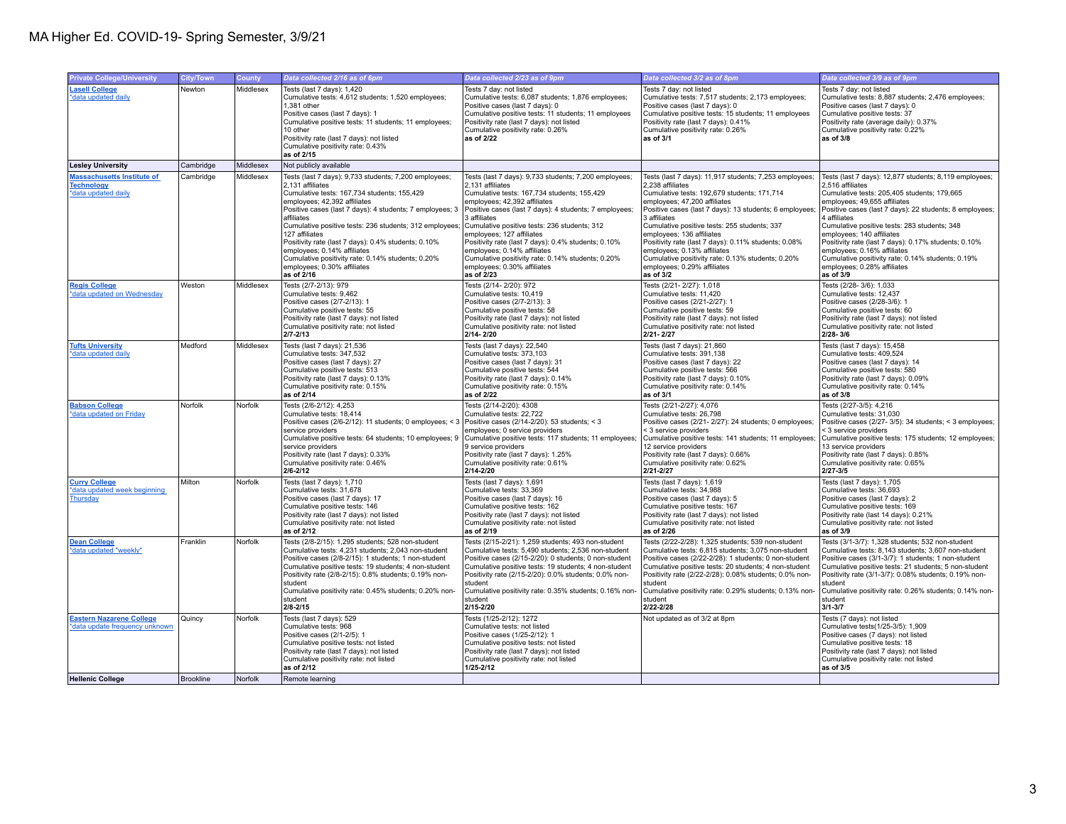# MA Higher Ed. COVID-19- Spring Semester, 3/9/21

| Private College/University | City/Town | County | Data collected 2/16 as of 6pm | Data collected 2/23 as of 9pm | Data collected 3/2 as of 8pm | Data collected 3/9 as of 9pm |
|---|---|---|---|---|---|---|
| **Lasell College** *data updated daily | Newton | Middlesex | Tests (last 7 days): 1,420<br>Cumulative tests: 4,612 students; 1,520 employees; 1,381 other<br>Positive cases (last 7 days): 1<br>Cumulative positive tests: 11 students; 11 employees; 10 other<br>Positivity rate (last 7 days): not listed<br>Cumulative positivity rate: 0.43%<br>**as of 2/15** | Tests 7 day: not listed<br>Cumulative tests: 6,087 students; 1,876 employees;<br>Positive cases (last 7 days): 0<br>Cumulative positive tests: 11 students; 11 employees<br>Positivity rate (last 7 days): not listed<br>Cumulative positivity rate: 0.26%<br>**as of 2/22** | Tests 7 day: not listed<br>Cumulative tests: 7,517 students; 2,173 employees;<br>Positive cases (last 7 days): 0<br>Cumulative positive tests: 15 students; 11 employees<br>Positivity rate (last 7 days): 0.41%<br>Cumulative positivity rate: 0.26%<br>**as of 3/1** | Tests 7 day: not listed<br>Cumulative tests: 8,887 students; 2,476 employees;<br>Positive cases (last 7 days): 0<br>Cumulative positive tests: 37<br>Positivity rate (average daily): 0.37%<br>Cumulative positivity rate: 0.22%<br>**as of 3/8** |
| **Lesley University** | Cambridge | Middlesex | Not publicly available | | | |
| **Massachusetts Institute of Technology** *data updated daily | Cambridge | Middlesex | Tests (last 7 days): 9,733 students; 7,200 employees; 2,131 affiliates<br>Cumulative tests: 167,734 students; 155,429 employees; 42,392 affiliates<br>Positive cases (last 7 days): 4 students; 7 employees; 3 affiliates<br>Cumulative positive tests: 236 students; 312 employees; 127 affiliates<br>Positivity rate (last 7 days): 0.4% students; 0.10% employees; 0.14% affiliates<br>Cumulative positivity rate: 0.14% students; 0.20% employees; 0.30% affiliates<br>**as of 2/16** | Tests (last 7 days): 9,733 students; 7,200 employees; 2,131 affiliates<br>Cumulative tests: 167,734 students; 155,429 employees; 42,392 affiliates<br>Positive cases (last 7 days): 4 students; 7 employees; 3 affiliates<br>Cumulative positive tests: 236 students; 312 employees; 127 affiliates<br>Positivity rate (last 7 days): 0.4% students; 0.10% employees; 0.14% affiliates<br>Cumulative positivity rate: 0.14% students; 0.20% employees; 0.30% affiliates<br>**as of 2/23** | Tests (last 7 days): 11,917 students; 7,253 employees; 2,238 affiliates<br>Cumulative tests: 192,679 students; 171,714 employees; 47,200 affiliates<br>Positive cases (last 7 days): 13 students; 6 employees; 3 affiliates<br>Cumulative positive tests: 255 students; 337 employees; 136 affiliates<br>Positivity rate (last 7 days): 0.11% students; 0.08% employees; 0.13% affiliates<br>Cumulative positivity rate: 0.13% students; 0.20% employees; 0.29% affiliates<br>**as of 3/2** | Tests (last 7 days): 12,877 students; 8,119 employees; 2,516 affiliates<br>Cumulative tests: 205,405 students; 179,665 employees; 49,655 affiliates<br>Positive cases (last 7 days): 22 students; 8 employees; 4 affiliates<br>Cumulative positive tests: 283 students; 348 employees; 140 affiliates<br>Positivity rate (last 7 days): 0.17% students; 0.10% employees; 0.16% affiliates<br>Cumulative positivity rate: 0.14% students; 0.19% employees; 0.28% affiliates<br>**as of 3/9** |
| **Regis College** *data updated on Wednesday | Weston | Middlesex | Tests (2/7-2/13): 979<br>Cumulative tests: 9,462<br>Positive cases (2/7-2/13): 1<br>Cumulative positive tests: 55<br>Positivity rate (last 7 days): not listed<br>Cumulative positivity rate: not listed<br>**2/7-2/13** | Tests (2/14- 2/20): 972<br>Cumulative tests: 10,419<br>Positive cases (2/7-2/13): 3<br>Cumulative positive tests 58<br>Positivity rate (last 7 days): not listed<br>Cumulative positivity rate: not listed<br>**2/14- 2/20** | Tests (2/21- 2/27): 1,018<br>Cumulative tests: 11,420<br>Positive cases (2/21-2/27): 1<br>Cumulative positive tests: 59<br>Positivity rate (last 7 days): not listed<br>Cumulative positivity rate: not listed<br>**2/21- 2/27** | Tests (2/28- 3/6): 1,033<br>Cumulative tests: 12,437<br>Positive cases (2/28-3/6): 1<br>Cumulative positive tests: 60<br>Positivity rate (last 7 days): not listed<br>Cumulative positivity rate: not listed<br>**2/28- 3/6** |
| **Tufts University** *data updated daily | Medford | Middlesex | Tests (last 7 days): 21,536<br>Cumulative tests: 347,532<br>Positive cases (last 7 days): 27<br>Cumulative positive tests: 513<br>Positivity rate (last 7 days): 0.13%<br>Cumulative positivity rate: 0.15%<br>**as of 2/14** | Tests (last 7 days): 22,540<br>Cumulative tests: 373,103<br>Positive cases (last 7 days): 31<br>Cumulative positive tests: 544<br>Positivity rate (last 7 days): 0.14%<br>Cumulative positivity rate: 0.15%<br>**as of 2/22** | Tests (last 7 days): 21,860<br>Cumulative tests: 391,138<br>Positive cases (last 7 days): 22<br>Cumulative positive tests: 566<br>Positivity rate (last 7 days): 0.10%<br>Cumulative positivity rate: 0.14%<br>**as of 3/1** | Tests (last 7 days): 15,458<br>Cumulative tests: 409,524<br>Positive cases (last 7 days): 14<br>Cumulative positive tests: 580<br>Positivity rate (last 7 days): 0.09%<br>Cumulative positivity rate: 0.14%<br>**as of 3/8** |
| **Babson College** *data updated on Friday | Norfolk | Norfolk | Tests (2/6-2/12): 4,253<br>Cumulative tests: 18,414<br>Positive cases (2/6-2/12): 11 students; 0 employees; < 3 service providers<br>Cumulative positive tests: 64 students; 10 employees; 9 service providers<br>Positivity rate (last 7 days): 0.33%<br>Cumulative positivity rate: 0.46%<br>**2/6-2/12** | Tests (2/14-2/20): 4308<br>Cumulative tests: 22,722<br>Positive cases (2/14-2/20): 53 students; < 3 employees; 0 service providers<br>Cumulative positive tests: 117 students; 11 employees; 9 service providers<br>Positivity rate (last 7 days): 1.25%<br>Cumulative positivity rate: 0.61%<br>**2/14-2/20** | Tests (2/21-2/27): 4,076<br>Cumulative tests: 26,798<br>Positive cases (2/21- 2/27): 24 students; 0 employees; < 3 service providers<br>Cumulative positive tests: 141 students; 11 employees; 12 service providers<br>Positivity rate (last 7 days): 0.66%<br>Cumulative positivity rate: 0.62%<br>**2/21-2/27** | Tests (2/27-3/5): 4,216<br>Cumulative tests: 31,030<br>Positive cases (2/27- 3/5): 34 students; < 3 employees; < 3 service providers<br>Cumulative positive tests: 175 students; 12 employees; 13 service providers<br>Positivity rate (last 7 days): 0.85%<br>Cumulative positivity rate: 0.65%<br>**2/27-3/5** |
| **Curry College** *data updated week beginning Thursday | Milton | Norfolk | Tests (last 7 days): 1,710<br>Cumulative tests: 31,678<br>Positive cases (last 7 days): 17<br>Cumulative positive tests: 146<br>Positivity rate (last 7 days): not listed<br>Cumulative positivity rate: not listed<br>**as of 2/12** | Tests (last 7 days): 1,691<br>Cumulative tests: 33,369<br>Positive cases (last 7 days): 16<br>Cumulative positive tests: 162<br>Positivity rate (last 7 days): not listed<br>Cumulative positivity rate: not listed<br>**as of 2/19** | Tests (last 7 days): 1,619<br>Cumulative tests: 34,988<br>Positive cases (last 7 days): 5<br>Cumulative positive tests: 167<br>Positivity rate (last 7 days): not listed<br>Cumulative positivity rate: not listed<br>**as of 2/26** | Tests (last 7 days): 1,705<br>Cumulative tests: 36,693<br>Positive cases (last 7 days): 2<br>Cumulative positive tests: 169<br>Positivity rate (last 14 days): 0.21%<br>Cumulative positivity rate: not listed<br>**as of 3/9** |
| **Dean College** *data updated "weekly" | Franklin | Norfolk | Tests (2/8-2/15): 1,295 students; 528 non-student<br>Cumulative tests: 4,231 students; 2,043 non-student<br>Positive cases (2/8-2/15): 1 students; 1 non-student<br>Cumulative positive tests: 19 students; 4 non-student<br>Positivity rate (2/8-2/15): 0.8% students; 0.19% non-student<br>Cumulative positivity rate: 0.45% students; 0.20% non-student<br>**2/8-2/15** | Tests (2/15-2/21): 1,259 students; 493 non-student<br>Cumulative tests: 5,490 students; 2,536 non-student<br>Positive cases (2/15-2/20): 0 students; 0 non-student<br>Cumulative positive tests: 19 students; 4 non-student<br>Positivity rate (2/15-2/20): 0.0% students; 0.0% non-student<br>Cumulative positivity rate: 0.35% students; 0.16% non-student<br>**2/15-2/20** | Tests (2/22-2/28): 1,325 students; 539 non-student<br>Cumulative tests: 6,815 students; 3,075 non-student<br>Positive cases (2/22-2/28): 1 students; 0 non-student<br>Cumulative positive tests: 20 students; 4 non-student<br>Positivity rate (2/22-2/28): 0.08% students; 0.0% non-student<br>Cumulative positivity rate: 0.29% students; 0.13% non-student<br>**2/22-2/28** | Tests (3/1-3/7): 1,328 students; 532 non-student<br>Cumulative tests: 8,143 students; 3,607 non-student<br>Positive cases (3/1-3/7): 1 students; 1 non-student<br>Cumulative positive tests: 21 students; 5 non-student<br>Positivity rate (3/1-3/7): 0.08% students; 0.19% non-student<br>Cumulative positivity rate: 0.26% students; 0.14% non-student<br>**3/1-3/7** |
| **Eastern Nazarene College** *data update frequency unknown | Quincy | Norfolk | Tests (last 7 days): 529<br>Cumulative tests: 968<br>Positive cases (2/1-2/5): 1<br>Cumulative positive tests: not listed<br>Positivity rate (last 7 days): not listed<br>Cumulative positivity rate: not listed<br>**as of 2/12** | Tests (1/25-2/12): 1272<br>Cumulative tests: not listed<br>Positive cases (1/25-2/12): 1<br>Cumulative positive tests: not listed<br>Positivity rate (last 7 days): not listed<br>Cumulative positivity rate: not listed<br>**1/25-2/12** | Not updated as of 3/2 at 8pm | Tests (7 days): not listed<br>Cumulative tests(1/25-3/5): 1,909<br>Positive cases (7 days): not listed<br>Cumulative positive tests: 18<br>Positivity rate (last 7 days): not listed<br>Cumulative positivity rate: not listed<br>**as of 3/5** |
| **Hellenic College** | Brookline | Norfolk | Remote learning | | | |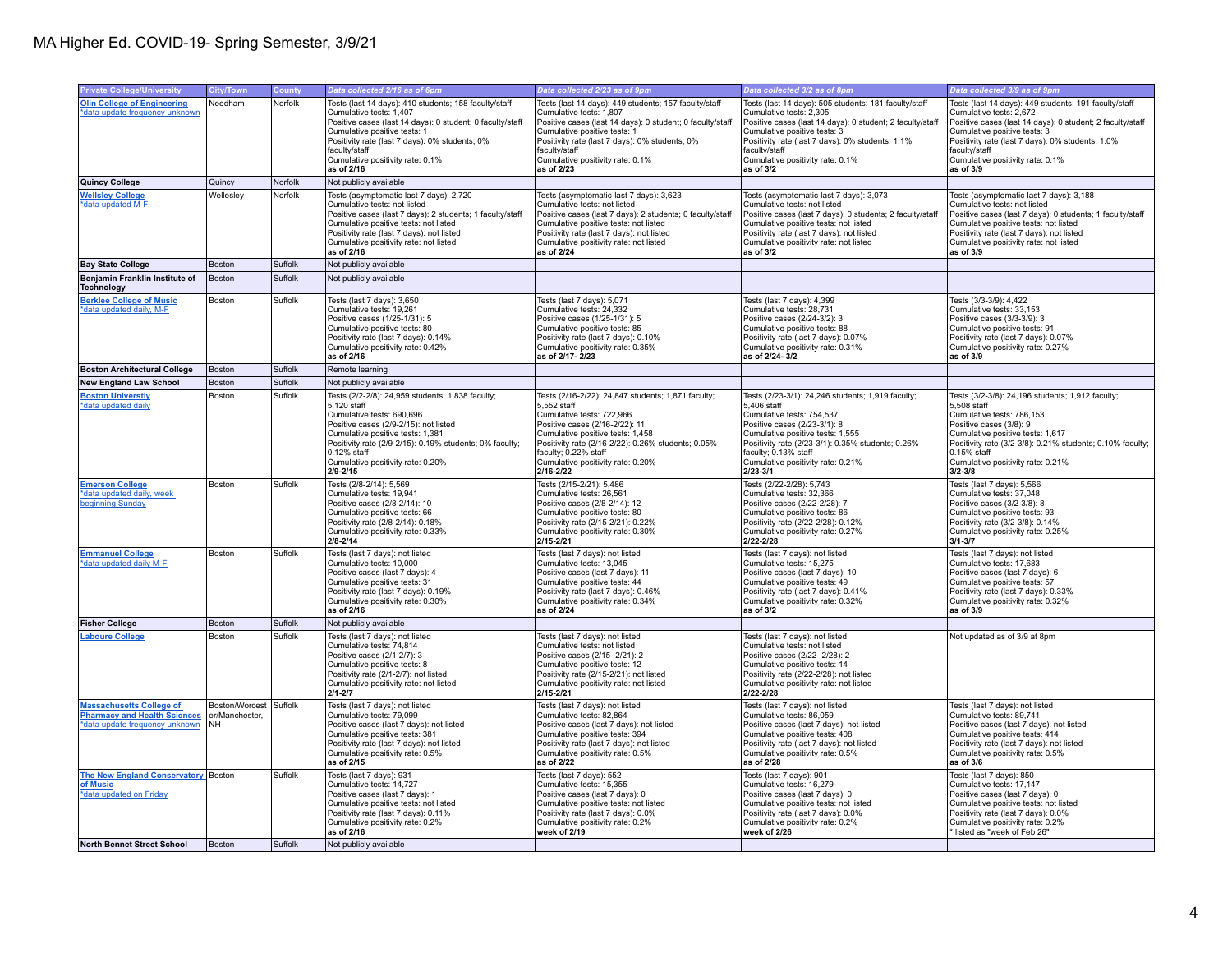# MA Higher Ed. COVID-19- Spring Semester, 3/9/21

| Private College/University | City/Town | County | Data collected 2/16 as of 6pm | Data collected 2/23 as of 9pm | Data collected 3/2 as of 8pm | Data collected 3/9 as of 9pm |
|---|---|---|---|---|---|---|
| Olin College of Engineering *data update frequency unknown | Needham | Norfolk | Tests (last 14 days): 410 students; 158 faculty/staff<br>Cumulative tests: 1,407<br>Positive cases (last 14 days): 0 student; 0 faculty/staff<br>Cumulative positive tests: 1<br>Positivity rate (last 7 days): 0% students; 0% faculty/staff<br>Cumulative positivity rate: 0.1%<br>**as of 2/16** | Tests (last 14 days): 449 students; 157 faculty/staff<br>Cumulative tests: 1,807<br>Positive cases (last 14 days): 0 student; 0 faculty/staff<br>Cumulative positive tests: 1<br>Positivity rate (last 7 days): 0% students; 0% faculty/staff<br>Cumulative positivity rate: 0.1%<br>**as of 2/23** | Tests (last 14 days): 505 students; 181 faculty/staff<br>Cumulative tests: 2,305<br>Positive cases (last 14 days): 0 student; 2 faculty/staff<br>Cumulative positive tests: 3<br>Positivity rate (last 7 days): 0% students; 1.1% faculty/staff<br>Cumulative positivity rate: 0.1%<br>**as of 3/2** | Tests (last 14 days): 449 students; 191 faculty/staff<br>Cumulative tests: 2,672<br>Positive cases (last 14 days): 0 student; 2 faculty/staff<br>Cumulative positive tests: 3<br>Positivity rate (last 7 days): 0% students; 1.0% faculty/staff<br>Cumulative positivity rate: 0.1%<br>**as of 3/9** |
| **Quincy College** | Quincy | Norfolk | Not publicly available | | | |
| Wellesley College *data updated M-F | Wellesley | Norfolk | Tests (asymptomatic-last 7 days): 2,720<br>Cumulative tests: not listed<br>Positive cases (last 7 days): 2 students; 1 faculty/staff<br>Cumulative positive tests: not listed<br>Positivity rate (last 7 days): not listed<br>Cumulative positivity rate: not listed<br>**as of 2/16** | Tests (asymptomatic-last 7 days): 3,623<br>Cumulative tests: not listed<br>Positive cases (last 7 days): 2 students; 0 faculty/staff<br>Cumulative positive tests: not listed<br>Positivity rate (last 7 days): not listed<br>Cumulative positivity rate: not listed<br>**as of 2/24** | Tests (asymptomatic-last 7 days): 3,073<br>Cumulative tests: not listed<br>Positive cases (last 7 days): 0 students; 2 faculty/staff<br>Cumulative positive tests: not listed<br>Positivity rate (last 7 days): not listed<br>Cumulative positivity rate: not listed<br>**as of 3/2** | Tests (asymptomatic-last 7 days): 3,188<br>Cumulative tests: not listed<br>Positive cases (last 7 days): 0 students; 1 faculty/staff<br>Cumulative positive tests: not listed<br>Positivity rate (last 7 days): not listed<br>Cumulative positivity rate: not listed<br>**as of 3/9** |
| **Bay State College** | Boston | Suffolk | Not publicly available | | | |
| **Benjamin Franklin Institute of Technology** | Boston | Suffolk | Not publicly available | | | |
| Berklee College of Music *data updated daily, M-F | Boston | Suffolk | Tests (last 7 days): 3,650<br>Cumulative tests: 19,261<br>Positive cases (1/25-1/31): 5<br>Cumulative positive tests: 80<br>Positivity rate (last 7 days): 0.14%<br>Cumulative positivity rate: 0.42%<br>**as of 2/16** | Tests (last 7 days): 5,071<br>Cumulative tests: 24,332<br>Positive cases (1/25-1/31): 5<br>Cumulative positive tests: 85<br>Positivity rate (last 7 days): 0.10%<br>Cumulative positivity rate: 0.35%<br>**as of 2/17- 2/23** | Tests (last 7 days): 4,399<br>Cumulative tests: 28,731<br>Positive cases (2/24-3/2): 3<br>Cumulative positive tests: 88<br>Positivity rate (last 7 days): 0.07%<br>Cumulative positivity rate: 0.31%<br>**as of 2/24- 3/2** | Tests (3/3-3/9): 4,422<br>Cumulative tests: 33,153<br>Positive cases (3/3-3/9): 3<br>Cumulative positive tests: 91<br>Positivity rate (last 7 days): 0.07%<br>Cumulative positivity rate: 0.27%<br>**as of 3/9** |
| **Boston Architectural College** | Boston | Suffolk | Remote learning | | | |
| **New England Law School** | Boston | Suffolk | Not publicly available | | | |
| Boston Universtiy *data updated daily | Boston | Suffolk | Tests (2/2-2/8): 24,959 students; 1,838 faculty; 5,120 staff<br>Cumulative tests: 690,696<br>Positive cases (2/9-2/15): not listed<br>Cumulative positive tests: 1,381<br>Positivity rate (2/9-2/15): 0.19% students; 0% faculty; 0.12% staff<br>Cumulative positivity rate: 0.20%<br>**2/9-2/15** | Tests (2/16-2/22): 24,847 students; 1,871 faculty; 5,552 staff<br>Cumulative tests: 722,966<br>Positive cases (2/16-2/22): 11<br>Cumulative positive tests: 1,458<br>Positivity rate (2/16-2/22): 0.26% students; 0.05% faculty; 0.22% staff<br>Cumulative positivity rate: 0.20%<br>**2/16-2/22** | Tests (2/23-3/1): 24,246 students; 1,919 faculty; 5,406 staff<br>Cumulative tests: 754,537<br>Positive cases (2/23-3/1): 8<br>Cumulative positive tests: 1,555<br>Positivity rate (2/23-3/1): 0.35% students; 0.26% faculty; 0.13% staff<br>Cumulative positivity rate: 0.21%<br>**2/23-3/1** | Tests (3/2-3/8): 24,196 students; 1,912 faculty; 5,508 staff<br>Cumulative tests: 786,153<br>Positive cases (3/8): 9<br>Cumulative positive tests: 1,617<br>Positivity rate (3/2-3/8): 0.21% students; 0.10% faculty; 0.15% staff<br>Cumulative positivity rate: 0.21%<br>**3/2-3/8** |
| Emerson College *data updated daily, week beginning Sunday | Boston | Suffolk | Tests (2/8-2/14): 5,569<br>Cumulative tests: 19,941<br>Positive cases (2/8-2/14): 10<br>Cumulative positive tests: 66<br>Positivity rate (2/8-2/14): 0.18%<br>Cumulative positivity rate: 0.33%<br>**2/8-2/14** | Tests (2/15-2/21): 5,486<br>Cumulative tests: 26,561<br>Positive cases (2/8-2/14): 12<br>Cumulative positive tests: 80<br>Positivity rate (2/15-2/21): 0.22%<br>Cumulative positivity rate: 0.30%<br>**2/15-2/21** | Tests (2/22-2/28): 5,743<br>Cumulative tests: 32,366<br>Positive cases (2/22-2/28): 7<br>Cumulative positive tests: 86<br>Positivity rate (2/22-2/28): 0.12%<br>Cumulative positivity rate: 0.27%<br>**2/22-2/28** | Tests (last 7 days): 5,566<br>Cumulative tests: 37,048<br>Positive cases (3/2-3/8): 8<br>Cumulative positive tests: 93<br>Positivity rate (3/2-3/8): 0.14%<br>Cumulative positivity rate: 0.25%<br>**3/1-3/7** |
| Emmanuel College *data updated daily M-F | Boston | Suffolk | Tests (last 7 days): not listed<br>Cumulative tests: 10,000<br>Positive cases (last 7 days): 4<br>Cumulative positive tests: 31<br>Positivity rate (last 7 days): 0.19%<br>Cumulative positivity rate: 0.30%<br>**as of 2/16** | Tests (last 7 days): not listed<br>Cumulative tests: 13,045<br>Positive cases (last 7 days): 11<br>Cumulative positive tests: 44<br>Positivity rate (last 7 days): 0.46%<br>Cumulative positivity rate: 0.34%<br>**as of 2/24** | Tests (last 7 days): not listed<br>Cumulative tests: 15,275<br>Positive cases (last 7 days): 10<br>Cumulative positive tests: 49<br>Positivity rate (last 7 days): 0.41%<br>Cumulative positivity rate: 0.32%<br>**as of 3/2** | Tests (last 7 days): not listed<br>Cumulative tests: 17,683<br>Positive cases (last 7 days): 6<br>Cumulative positive tests: 57<br>Positivity rate (last 7 days): 0.33%<br>Cumulative positivity rate: 0.32%<br>**as of 3/9** |
| **Fisher College** | Boston | Suffolk | Not publicly available | | | |
| Laboure College | Boston | Suffolk | Tests (last 7 days): not listed<br>Cumulative tests: 74,814<br>Positive cases (2/1-2/7): 3<br>Cumulative positive tests: 8<br>Positivity rate (2/1-2/7): not listed<br>Cumulative positivity rate: not listed<br>**2/1-2/7** | Tests (last 7 days): not listed<br>Cumulative tests: not listed<br>Positive cases (2/15- 2/21): 2<br>Cumulative positive tests: 12<br>Positivity rate (2/15-2/21): not listed<br>Cumulative positivity rate: not listed<br>**2/15-2/21** | Tests (last 7 days): not listed<br>Cumulative tests: not listed<br>Positive cases (2/22- 2/28): 2<br>Cumulative positive tests: 14<br>Positivity rate (2/22-2/28): not listed<br>Cumulative positivity rate: not listed<br>**2/22-2/28** | Not updated as of 3/9 at 8pm |
| Massachusetts College of Pharmacy and Health Sciences *data update frequency unknown | Boston/Worcester/Manchester, NH | Suffolk | Tests (last 7 days): not listed<br>Cumulative tests: 79,099<br>Positive cases (last 7 days): not listed<br>Cumulative positive tests: 381<br>Positivity rate (last 7 days): not listed<br>Cumulative positivity rate: 0.5%<br>**as of 2/15** | Tests (last 7 days): not listed<br>Cumulative tests: 82,864<br>Positive cases (last 7 days): not listed<br>Cumulative positive tests: 394<br>Positivity rate (last 7 days): not listed<br>Cumulative positivity rate: 0.5%<br>**as of 2/22** | Tests (last 7 days): not listed<br>Cumulative tests: 86,059<br>Positive cases (last 7 days): not listed<br>Cumulative positive tests: 408<br>Positivity rate (last 7 days): not listed<br>Cumulative positivity rate: 0.5%<br>**as of 2/28** | Tests (last 7 days): not listed<br>Cumulative tests: 89,741<br>Positive cases (last 7 days): not listed<br>Cumulative positive tests: 414<br>Positivity rate (last 7 days): not listed<br>Cumulative positivity rate: 0.5%<br>**as of 3/6** |
| The New England Conservatory of Music *data updated on Friday | Boston | Suffolk | Tests (last 7 days): 931<br>Cumulative tests: 14,727<br>Positive cases (last 7 days): 1<br>Cumulative positive tests: not listed<br>Positivity rate (last 7 days): 0.11%<br>Cumulative positivity rate: 0.2%<br>**as of 2/16** | Tests (last 7 days): 552<br>Cumulative tests: 15,355<br>Positive cases (last 7 days): 0<br>Cumulative positive tests: not listed<br>Positivity rate (last 7 days): 0.0%<br>Cumulative positivity rate: 0.2%<br>**week of 2/19** | Tests (last 7 days): 901<br>Cumulative tests: 16,279<br>Positive cases (last 7 days): 0<br>Cumulative positive tests: not listed<br>Positivity rate (last 7 days): 0.0%<br>Cumulative positivity rate: 0.2%<br>**week of 2/26** | Tests (last 7 days): 850<br>Cumulative tests: 17,147<br>Positive cases (last 7 days): 0<br>Cumulative positive tests: not listed<br>Positivity rate (last 7 days): 0.0%<br>Cumulative positivity rate: 0.2%<br>* listed as "week of Feb 26" |
| **North Bennet Street School** | Boston | Suffolk | Not publicly available | | | |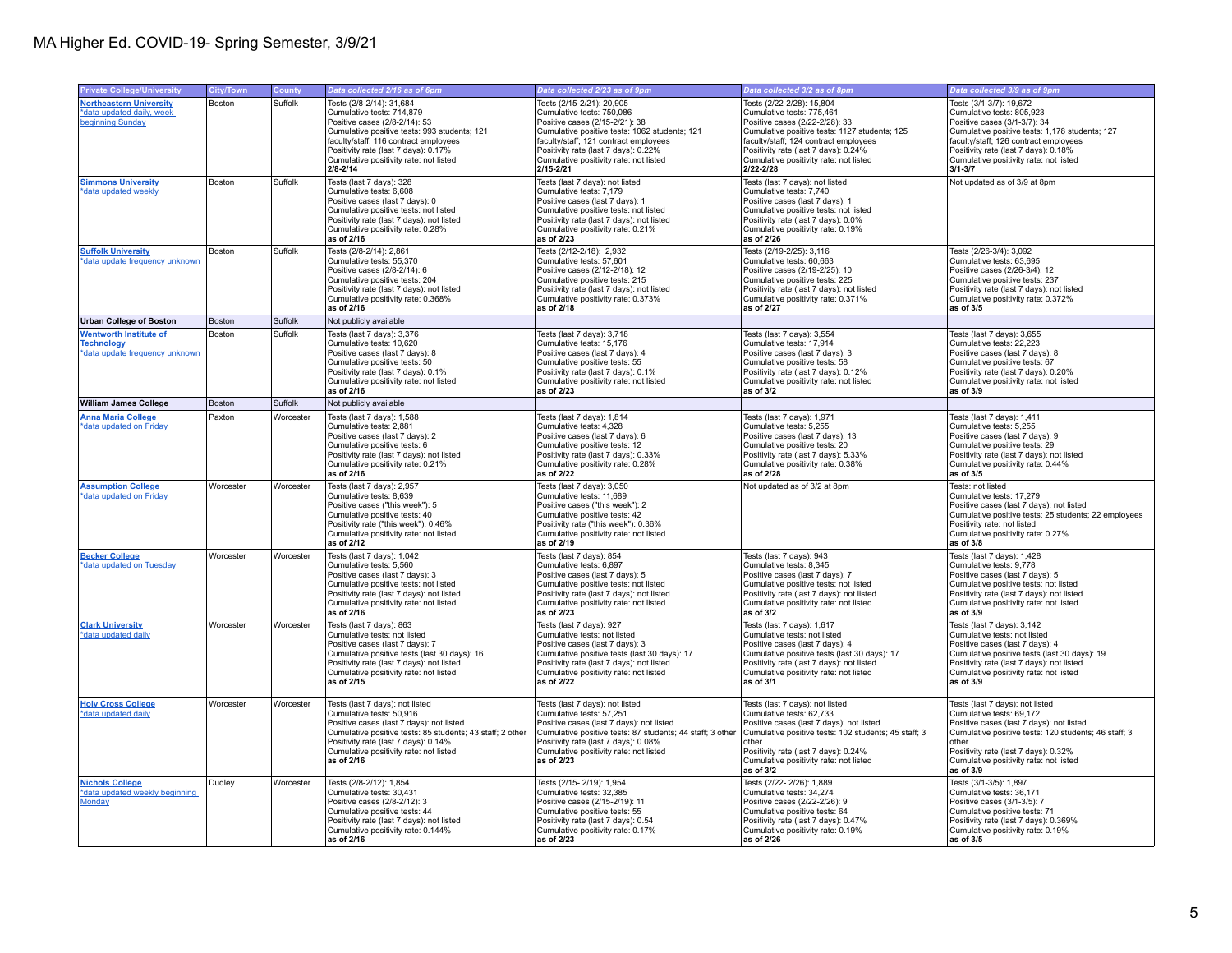# MA Higher Ed. COVID-19- Spring Semester, 3/9/21

| Private College/University | City/Town | County | Data collected 2/16 as of 6pm | Data collected 2/23 as of 9pm | Data collected 3/2 as of 8pm | Data collected 3/9 as of 9pm |
|---|---|---|---|---|---|---|
| **Northeastern University** *data updated daily, week beginning Sunday | Boston | Suffolk | Tests (2/8-2/14): 31,684<br>Cumulative tests: 714,879<br>Positive cases (2/8-2/14): 53<br>Cumulative positive tests: 993 students; 121 faculty/staff; 116 contract employees<br>Positivity rate (last 7 days): 0.17%<br>Cumulative positivity rate: not listed<br>**2/8-2/14** | Tests (2/15-2/21): 20,905<br>Cumulative tests: 750,086<br>Positive cases (2/15-2/21): 38<br>Cumulative positive tests: 1062 students; 121 faculty/staff; 121 contract employees<br>Positivity rate (last 7 days): 0.22%<br>Cumulative positivity rate: not listed<br>**2/15-2/21** | Tests (2/22-2/28): 15,804<br>Cumulative tests: 775,461<br>Positive cases (2/22-2/28): 33<br>Cumulative positive tests: 1127 students; 125 faculty/staff; 124 contract employees<br>Positivity rate (last 7 days): 0.24%<br>Cumulative positivity rate: not listed<br>**2/22-2/28** | Tests (3/1-3/7): 19,672<br>Cumulative tests: 805,923<br>Positive cases (3/1-3/7): 34<br>Cumulative positive tests: 1,178 students; 127 faculty/staff; 126 contract employees<br>Positivity rate (last 7 days): 0.18%<br>Cumulative positivity rate: not listed<br>**3/1-3/7** |
| **Simmons University** *data updated weekly | Boston | Suffolk | Tests (last 7 days): 328<br>Cumulative tests: 6,608<br>Positive cases (last 7 days): 0<br>Cumulative positive tests: not listed<br>Positivity rate (last 7 days): not listed<br>Cumulative positivity rate: 0.28%<br>**as of 2/16** | Tests (last 7 days): not listed<br>Cumulative tests: 7,179<br>Positive cases (last 7 days): 1<br>Cumulative positive tests: not listed<br>Positivity rate (last 7 days): not listed<br>Cumulative positivity rate: 0.21%<br>**as of 2/23** | Tests (last 7 days): not listed<br>Cumulative tests: 7,740<br>Positive cases (last 7 days): 1<br>Cumulative positive tests: not listed<br>Positivity rate (last 7 days): 0.0%<br>Cumulative positivity rate: 0.19%<br>**as of 2/26** | Not updated as of 3/9 at 8pm |
| **Suffolk University** *data update frequency unknown | Boston | Suffolk | Tests (2/8-2/14): 2,861<br>Cumulative tests: 55,370<br>Positive cases (2/8-2/14): 6<br>Cumulative positive tests: 204<br>Positivity rate (last 7 days): not listed<br>Cumulative positivity rate: 0.368%<br>**as of 2/16** | Tests (2/12-2/18): 2,932<br>Cumulative tests: 57,601<br>Positive cases (2/12-2/18): 12<br>Cumulative positive tests: 215<br>Positivity rate (last 7 days): not listed<br>Cumulative positivity rate: 0.373%<br>**as of 2/18** | Tests (2/19-2/25): 3,116<br>Cumulative tests: 60,663<br>Positive cases (2/19-2/25): 10<br>Cumulative positive tests: 225<br>Positivity rate (last 7 days): not listed<br>Cumulative positivity rate: 0.371%<br>**as of 2/27** | Tests (2/26-3/4): 3,092<br>Cumulative tests: 63,695<br>Positive cases (2/26-3/4): 12<br>Cumulative positive tests: 237<br>Positivity rate (last 7 days): not listed<br>Cumulative positivity rate: 0.372%<br>**as of 3/5** |
| **Urban College of Boston** | Boston | Suffolk | Not publicly available | | | |
| **Wentworth Institute of Technology** *data update frequency unknown | Boston | Suffolk | Tests (last 7 days): 3,376<br>Cumulative tests: 10,620<br>Positive cases (last 7 days): 8<br>Cumulative positive tests: 50<br>Positivity rate (last 7 days): 0.1%<br>Cumulative positivity rate: not listed<br>**as of 2/16** | Tests (last 7 days): 3,718<br>Cumulative tests: 15,176<br>Positive cases (last 7 days): 4<br>Cumulative positive tests: 55<br>Positivity rate (last 7 days): 0.1%<br>Cumulative positivity rate: not listed<br>**as of 2/23** | Tests (last 7 days): 3,554<br>Cumulative tests: 17,914<br>Positive cases (last 7 days): 3<br>Cumulative positive tests: 58<br>Positivity rate (last 7 days): 0.12%<br>Cumulative positivity rate: not listed<br>**as of 3/2** | Tests (last 7 days): 3,655<br>Cumulative tests: 22,223<br>Positive cases (last 7 days): 8<br>Cumulative positive tests: 67<br>Positivity rate (last 7 days): 0.20%<br>Cumulative positivity rate: not listed<br>**as of 3/9** |
| **William James College** | Boston | Suffolk | Not publicly available | | | |
| **Anna Maria College** *data updated on Friday | Paxton | Worcester | Tests (last 7 days): 1,588<br>Cumulative tests: 2,881<br>Positive cases (last 7 days): 2<br>Cumulative positive tests: 6<br>Positivity rate (last 7 days): not listed<br>Cumulative positivity rate: 0.21%<br>**as of 2/16** | Tests (last 7 days): 1,814<br>Cumulative tests: 4,328<br>Positive cases (last 7 days): 6<br>Cumulative positive tests: 12<br>Positivity rate (last 7 days): 0.33%<br>Cumulative positivity rate: 0.28%<br>**as of 2/22** | Tests (last 7 days): 1,971<br>Cumulative tests: 5,255<br>Positive cases (last 7 days): 13<br>Cumulative positive tests: 20<br>Positivity rate (last 7 days): 5.33%<br>Cumulative positivity rate: 0.38%<br>**as of 2/28** | Tests (last 7 days): 1,411<br>Cumulative tests: 5,255<br>Positive cases (last 7 days): 9<br>Cumulative positive tests: 29<br>Positivity rate (last 7 days): not listed<br>Cumulative positivity rate: 0.44%<br>**as of 3/5** |
| **Assumption College** *data updated on Friday | Worcester | Worcester | Tests (last 7 days): 2,957<br>Cumulative tests: 8,639<br>Positive cases ("this week"): 5<br>Cumulative positive tests: 40<br>Positivity rate ("this week"): 0.46%<br>Cumulative positivity rate: not listed<br>**as of 2/12** | Tests (last 7 days): 3,050<br>Cumulative tests: 11,689<br>Positive cases ("this week"): 2<br>Cumulative positive tests: 42<br>Positivity rate ("this week"): 0.36%<br>Cumulative positivity rate: not listed<br>**as of 2/19** | Not updated as of 3/2 at 8pm | Tests: not listed<br>Cumulative tests: 17,279<br>Positive cases (last 7 days): not listed<br>Cumulative positive tests: 25 students; 22 employees<br>Positivity rate: not listed<br>Cumulative positivity rate: 0.27%<br>**as of 3/8** |
| **Becker College** *data updated on Tuesday | Worcester | Worcester | Tests (last 7 days): 1,042<br>Cumulative tests: 5,560<br>Positive cases (last 7 days): 3<br>Cumulative positive tests: not listed<br>Positivity rate (last 7 days): not listed<br>Cumulative positivity rate: not listed<br>**as of 2/16** | Tests (last 7 days): 854<br>Cumulative tests: 6,897<br>Positive cases (last 7 days): 5<br>Cumulative positive tests: not listed<br>Positivity rate (last 7 days): not listed<br>Cumulative positivity rate: not listed<br>**as of 2/23** | Tests (last 7 days): 943<br>Cumulative tests: 8,345<br>Positive cases (last 7 days): 7<br>Cumulative positive tests: not listed<br>Positivity rate (last 7 days): not listed<br>Cumulative positivity rate: not listed<br>**as of 3/2** | Tests (last 7 days): 1,428<br>Cumulative tests: 9,778<br>Positive cases (last 7 days): 5<br>Cumulative positive tests: not listed<br>Positivity rate (last 7 days): not listed<br>Cumulative positivity rate: not listed<br>**as of 3/9** |
| **Clark University** *data updated daily | Worcester | Worcester | Tests (last 7 days): 863<br>Cumulative tests: not listed<br>Positive cases (last 7 days): 7<br>Cumulative positive tests (last 30 days): 16<br>Positivity rate (last 7 days): not listed<br>Cumulative positivity rate: not listed<br>**as of 2/15** | Tests (last 7 days): 927<br>Cumulative tests: not listed<br>Positive cases (last 7 days): 3<br>Cumulative positive tests (last 30 days): 17<br>Positivity rate (last 7 days): not listed<br>Cumulative positivity rate: not listed<br>**as of 2/22** | Tests (last 7 days): 1,617<br>Cumulative tests: not listed<br>Positive cases (last 7 days): 4<br>Cumulative positive tests (last 30 days): 17<br>Positivity rate (last 7 days): not listed<br>Cumulative positivity rate: not listed<br>**as of 3/1** | Tests (last 7 days): 3,142<br>Cumulative tests: not listed<br>Positive cases (last 7 days): 4<br>Cumulative positive tests (last 30 days): 19<br>Positivity rate (last 7 days): not listed<br>Cumulative positivity rate: not listed<br>**as of 3/9** |
| **Holy Cross College** *data updated daily | Worcester | Worcester | Tests (last 7 days): not listed<br>Cumulative tests: 50,916<br>Positive cases (last 7 days): not listed<br>Cumulative positive tests: 85 students; 43 staff; 2 other<br>Positivity rate (last 7 days): 0.14%<br>Cumulative positivity rate: not listed<br>**as of 2/16** | Tests (last 7 days): not listed<br>Cumulative tests: 57,251<br>Positive cases (last 7 days): not listed<br>Cumulative positive tests: 87 students; 44 staff; 3 other<br>Positivity rate (last 7 days): 0.08%<br>Cumulative positivity rate: not listed<br>**as of 2/23** | Tests (last 7 days): not listed<br>Cumulative tests: 62,733<br>Positive cases (last 7 days): not listed<br>Cumulative positive tests: 102 students; 45 staff; 3 other<br>Positivity rate (last 7 days): 0.24%<br>Cumulative positivity rate: not listed<br>**as of 3/2** | Tests (last 7 days): not listed<br>Cumulative tests: 69,172<br>Positive cases (last 7 days): not listed<br>Cumulative positive tests: 120 students; 46 staff; 3 other<br>Positivity rate (last 7 days): 0.32%<br>Cumulative positivity rate: not listed<br>**as of 3/9** |
| **Nichols College** *data updated weekly beginning Monday | Dudley | Worcester | Tests (2/8-2/12): 1,854<br>Cumulative tests: 30,431<br>Positive cases (2/8-2/12): 3<br>Cumulative positive tests: 44<br>Positivity rate (last 7 days): not listed<br>Cumulative positivity rate: 0.144%<br>**as of 2/16** | Tests (2/15- 2/19): 1,954<br>Cumulative tests: 32,385<br>Positive cases (2/15-2/19): 11<br>Cumulative positive tests: 55<br>Positivity rate (last 7 days): 0.54<br>Cumulative positivity rate: 0.17%<br>**as of 2/23** | Tests (2/22- 2/26): 1,889<br>Cumulative tests: 34,274<br>Positive cases (2/22-2/26): 9<br>Cumulative positive tests: 64<br>Positivity rate (last 7 days): 0.47%<br>Cumulative positivity rate: 0.19%<br>**as of 2/26** | Tests (3/1-3/5): 1,897<br>Cumulative tests: 36,171<br>Positive cases (3/1-3/5): 7<br>Cumulative positive tests: 71<br>Positivity rate (last 7 days): 0.369%<br>Cumulative positivity rate: 0.19%<br>**as of 3/5** |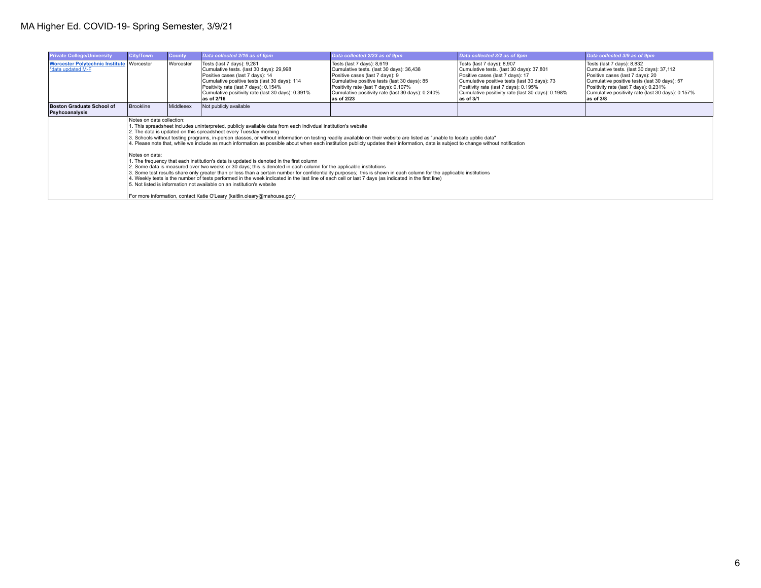# MA Higher Ed. COVID-19- Spring Semester, 3/9/21

| Private College/University | City/Town | County | *Data collected 2/16 as of 6pm* | *Data collected 2/23 as of 9pm* | *Data collected 3/2 as of 8pm* | *Data collected 3/9 as of 9pm* |
|---|---|---|---|---|---|---|
| **Worcester Polytechnic Institute** *data updated M-F | Worcester | Worcester | Tests (last 7 days): 9,281<br>Cumulative tests. (last 30 days): 29,998<br>Positive cases (last 7 days): 14<br>Cumulative positive tests (last 30 days): 114<br>Positivity rate (last 7 days): 0.154%<br>Cumulative positivity rate (last 30 days): 0.391%<br>**as of 2/16** | Tests (last 7 days): 8,619<br>Cumulative tests. (last 30 days): 36,438<br>Positive cases (last 7 days): 9<br>Cumulative positive tests (last 30 days): 85<br>Positivity rate (last 7 days): 0.107%<br>Cumulative positivity rate (last 30 days): 0.240%<br>**as of 2/23** | Tests (last 7 days): 8,907<br>Cumulative tests. (last 30 days): 37,801<br>Positive cases (last 7 days): 17<br>Cumulative positive tests (last 30 days): 73<br>Positivity rate (last 7 days): 0.195%<br>Cumulative positivity rate (last 30 days): 0.198%<br>**as of 3/1** | Tests (last 7 days): 8,832<br>Cumulative tests. (last 30 days): 37,112<br>Positive cases (last 7 days): 20<br>Cumulative positive tests (last 30 days): 57<br>Positivity rate (last 7 days): 0.231%<br>Cumulative positivity rate (last 30 days): 0.157%<br>**as of 3/8** |
| **Boston Graduate School of Psyhcoanalysis** | Brookline | Middlesex | Not publicly available | | | |

Notes on data collection:
1. This spreadsheet includes uninterpreted, publicly available data from each indivdual institution's website
2. The data is updated on this spreadsheet every Tuesday morning
3. Schools without testing programs, in-person classes, or without information on testing readily available on their website are listed as "unable to locate upblic data"
4. Please note that, while we include as much information as possible about when each institution publicly updates their information, data is subject to change without notification

Notes on data:
1. The frequency that each institution's data is updated is denoted in the first column
2. Some data is measured over two weeks or 30 days; this is denoted in each column for the applicable institutions
3. Some test results share only greater than or less than a certain number for confidentiality purposes; this is shown in each column for the applicable institutions
4. Weekly tests is the number of tests performed in the week indicated in the last line of each cell or last 7 days (as indicated in the first line)
5. Not listed is information not available on an institution's website

For more information, contact Katie O'Leary (kaitlin.oleary@mahouse.gov)